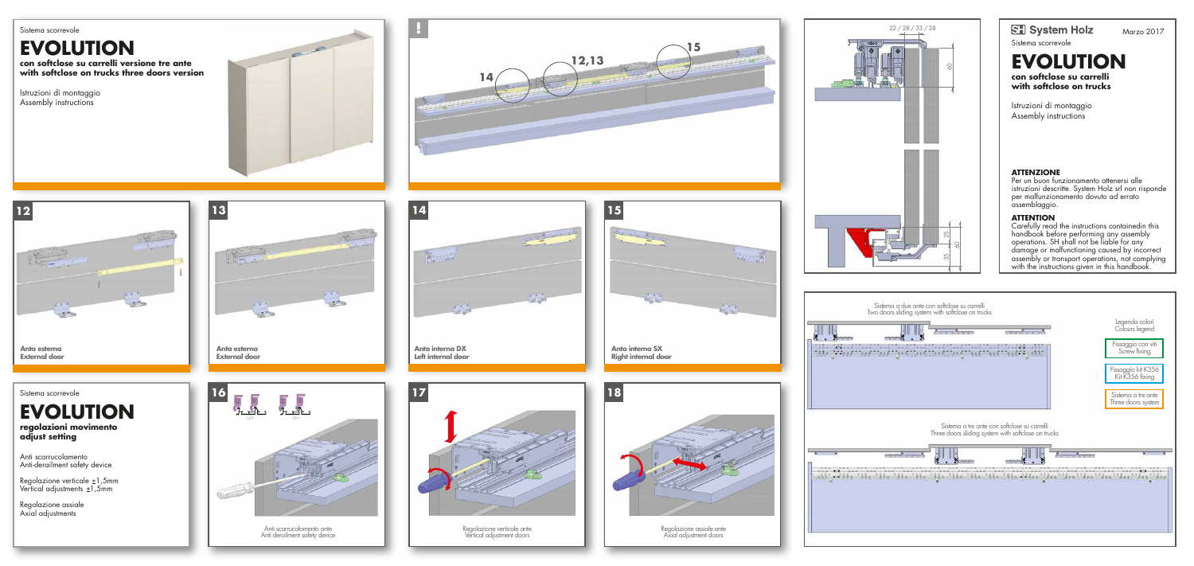Sistema scorrevole

# EVOLUTION

**con softclose su carrelli versione tre ante**
**with softclose on trucks three doors version**

Istruzioni di montaggio
Assembly instructions

!

14

12,13

15

**12**

**Anta esterna**
**External door**

**13**

**Anta esterna**
**External door**

**14**

**Anta interna DX**
**Left internal door**

**15**

**Anta interna SX**
**Right internal door**

Sistema scorrevole

# EVOLUTION

**regolazioni movimento**
**adjust setting**

Anti scarrucolamento
Anti-derailment safety device

Regolazione verticale ±1,5mm
Vertical adjustments ±1,5mm

Regolazione assiale
Axial adjustments

**16**

Anti scarrucolamento ante
Anti derailment safety device

**17**

Regolazione verticale ante
Vertical adjustment doors

**18**

Regolazione assiale ante
Axial adjustment doors

22 / 28 / 33 / 38

60

25

35

60

**SH System Holz** Marzo 2017

Sistema scorrevole

# EVOLUTION

**con softclose su carrelli**
**with softclose on trucks**

Istruzioni di montaggio
Assembly instructions

**ATTENZIONE**
Per un buon funzionamento attenersi alle istruzioni descritte. System Holz srl non risponde per malfunzionamento dovuto ad errato assemblaggio.

**ATTENTION**
Carefully read the instructions containedin this handbook before performing any assembly operations. SH shall not be liable for any damage or malfunctioning caused by incorrect assembly or transport operations, not complying with the instructions given in this handbook.

Sistema a due ante con softclose su carrelli
Two doors sliding system with softclose on trucks

Legenda colori
Colours legend

Fissaggio con viti
Screw fixing

Fissaggio kit K356
Kit K356 fixing

Sistema a tre ante
Three doors system

Sistema a tre ante con softclose su carrelli
Three doors sliding system with softclose on trucks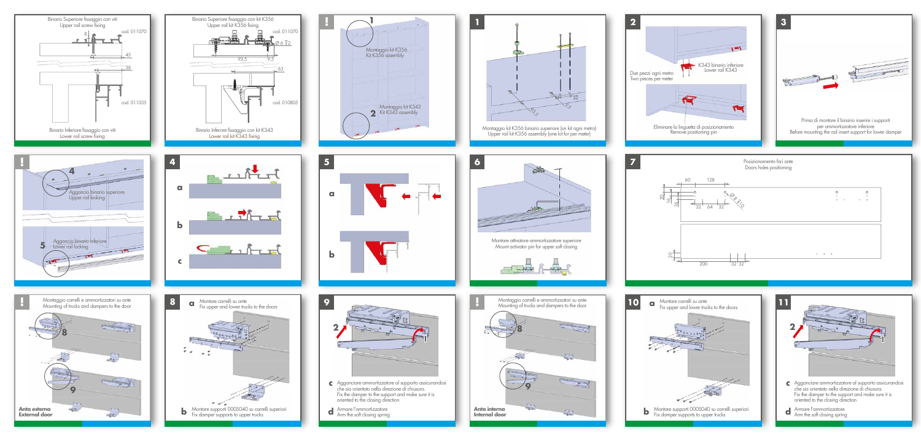Binario Superiore fissaggio con viti
Upper rail screw fixing

cod. 011070

8

45

38

cod. 011035

Binario Inferiore fissaggio con viti
Lower rail screw fixing

Binario Superiore fissaggio con kit K356
Upper rail kit K356 fixing

cod. 011070

Ø 6 12

93,5

9,5

63

cod. 010805

Binario Inferore fissaggio con kit K343
Lower rail kit K343 fixing

!

1 Montaggio kit K356
Kit K356 assembly

2 Montaggio kit K343
Kit K343 assembly

1

32

93,5

9,5

Montaggio kit K356 binario superiore (un kit ogni metro)
Upper rail K356 assembly (one kit for per meter)

2

Due pezzi ogni metro
Two pieces per meter

K343 binario inferiore
Lower rail K343

Eliminare la linguetta di posizionamento
Remove positioning pin

3

Prima di montare il binario inserire i supporti per ammortizzatore inferiore
Before mounting the rail insert support for lower damper

!

4 Aggancio binario superiore
Upper rail locking

5 Aggancio binario inferiore
Lower rail locking

4

a

b

c

5

a

b

6

Montare attivatore ammortizzatore superiore
Mount activator pin for upper soft closing

7

Posizionamento fori ante
Doors holes positioning

60

128

20

16

16

32 64 32

Ø 8 T10

20

200

32 32

!

Montaggio carrelli e ammortizzatori su ante
Mounting of trucks and dampers to the door

8

9

**Anta esterna**
**External door**

8

**a** Montare carrelli su ante
Fix upper and lower trucks to the doors

**b** Montare supporti 000S040 su carrelli superiori
Fix damper supports to upper trucks

9

2

1

**c** Agganciare ammortizzatore al supporto assicurandosi che sia orientato nella direzione di chiusura.
Fix the damper to the support and make sure it is oriented to the closing direction

**d** Armare l'ammortizzatore
Arm the soft closing spring

!

Montaggio carrelli e ammortizzatori su ante
Mounting of trucks and dampers to the door

8

9

**Anta interna**
**Internal door**

10

**a** Montare carrelli su ante
Fix upper and lower trucks to the doors

**b** Montare supporti 000S040 su carrelli superiori
Fix damper supports to upper trucks

11

2

1

**c** Agganciare ammortizzatore al supporto assicurandosi che sia orientato nella direzione di chiusura.
Fix the damper to the support and make sure it is oriented to the closing direction

**d** Armare l'ammortizzatore
Arm the soft closing spring